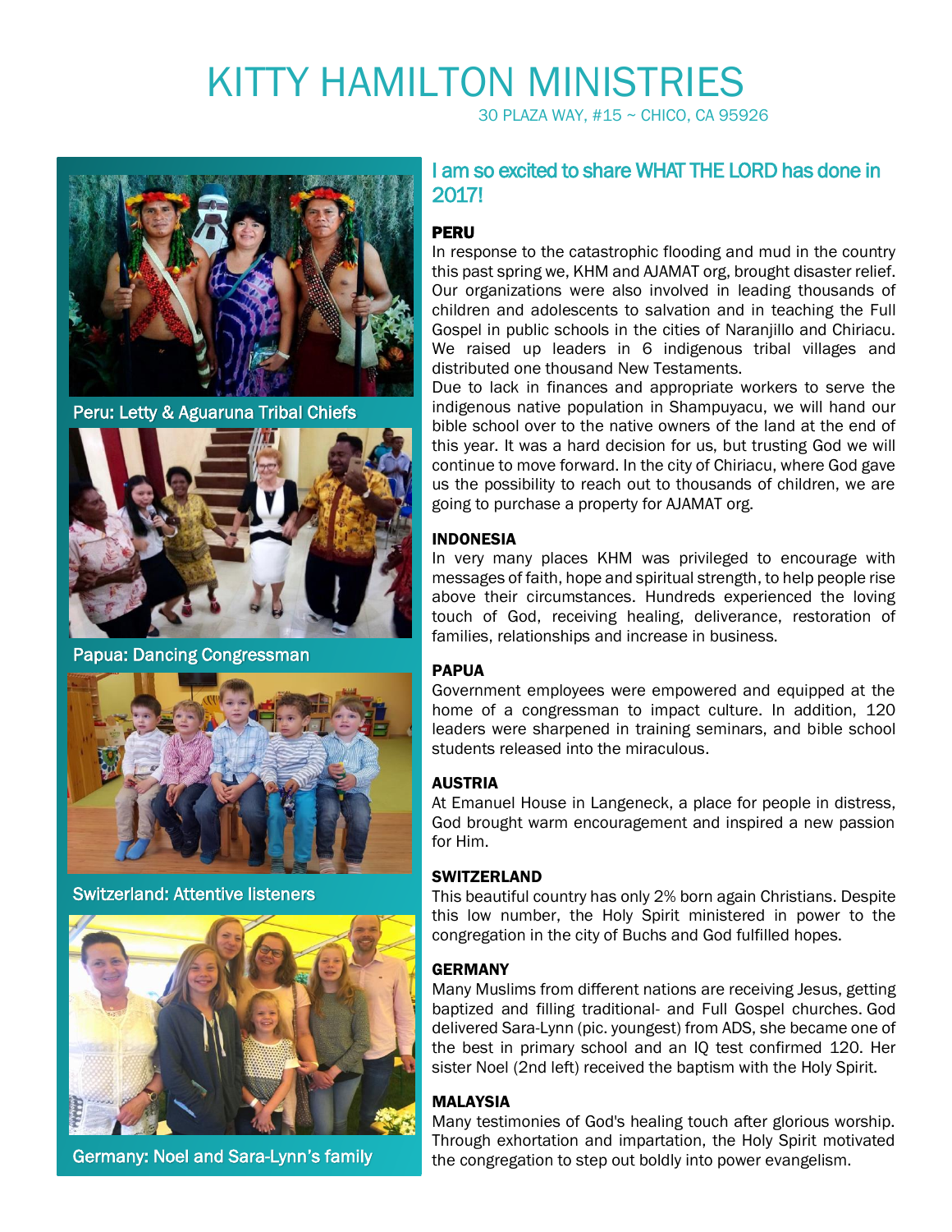# KITTY HAMILTON MINISTRIES

30 PLAZA WAY, #15 ~ CHICO, CA 95926

Peru: Letty & Aguaruna Tribal Chiefs

Papua: Dancing Congressman

Switzerland: Attentive listeners

Germany: Noel and Sara-Lynn's family

## I am so excited to share WHAT THE LORD has done in 2017!

### PERU

In response to the catastrophic flooding and mud in the country this past spring we, KHM and AJAMAT org, brought disaster relief. Our organizations were also involved in leading thousands of children and adolescents to salvation and in teaching the Full Gospel in public schools in the cities of Naranjillo and Chiriacu. We raised up leaders in 6 indigenous tribal villages and distributed one thousand New Testaments.

Due to lack in finances and appropriate workers to serve the indigenous native population in Shampuyacu, we will hand our bible school over to the native owners of the land at the end of this year. It was a hard decision for us, but trusting God we will continue to move forward. In the city of Chiriacu, where God gave us the possibility to reach out to thousands of children, we are going to purchase a property for AJAMAT org.

### INDONESIA

In very many places KHM was privileged to encourage with messages of faith, hope and spiritual strength, to help people rise above their circumstances. Hundreds experienced the loving touch of God, receiving healing, deliverance, restoration of families, relationships and increase in business.

### PAPUA

Government employees were empowered and equipped at the home of a congressman to impact culture. In addition, 120 leaders were sharpened in training seminars, and bible school students released into the miraculous.

### AUSTRIA

At Emanuel House in Langeneck, a place for people in distress, God brought warm encouragement and inspired a new passion for Him.

### SWITZERLAND

This beautiful country has only 2% born again Christians. Despite this low number, the Holy Spirit ministered in power to the congregation in the city of Buchs and God fulfilled hopes.

### GERMANY

Many Muslims from different nations are receiving Jesus, getting baptized and filling traditional- and Full Gospel churches. God delivered Sara-Lynn (pic. youngest) from ADS, she became one of the best in primary school and an IQ test confirmed 120. Her sister Noel (2nd left) received the baptism with the Holy Spirit.

### MALAYSIA

Many testimonies of God's healing touch after glorious worship. Through exhortation and impartation, the Holy Spirit motivated the congregation to step out boldly into power evangelism.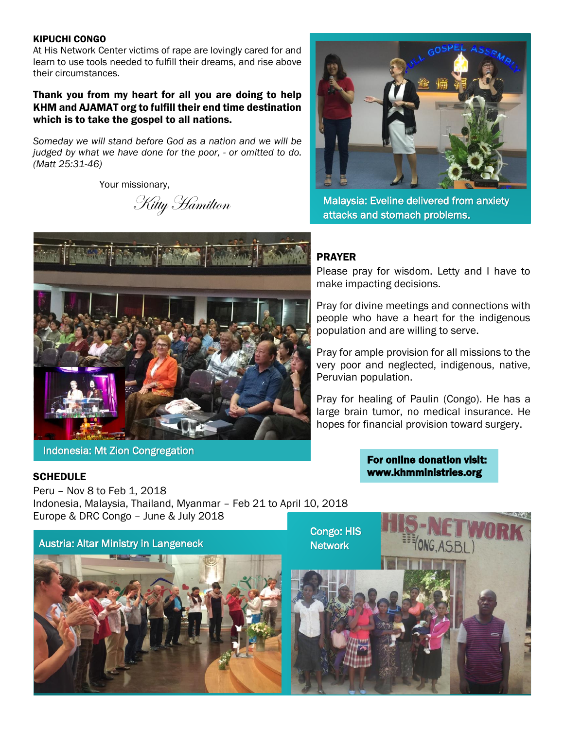## KIPUCHI CONGO

At His Network Center victims of rape are lovingly cared for and learn to use tools needed to fulfill their dreams, and rise above their circumstances.

**Thank you from my heart for all you are doing to help KHM and AJAMAT org to fulfill their end time destination which is to take the gospel to all nations.**

*Someday we will stand before God as a nation and we will be judged by what we have done for the poor, - or omitted to do. (Matt 25:31-46)*

Your missionary,

*Kitty Hamilton*

Malaysia: Eveline delivered from anxiety attacks and stomach problems.

Indonesia: Mt Zion Congregation

## PRAYER

Please pray for wisdom. Letty and I have to make impacting decisions.

Pray for divine meetings and connections with people who have a heart for the indigenous population and are willing to serve.

Pray for ample provision for all missions to the very poor and neglected, indigenous, native, Peruvian population.

Pray for healing of Paulin (Congo). He has a large brain tumor, no medical insurance. He hopes for financial provision toward surgery.

**For online donation visit: www.khmministries.org**

## SCHEDULE

Peru – Nov 8 to Feb 1, 2018
Indonesia, Malaysia, Thailand, Myanmar – Feb 21 to April 10, 2018
Europe & DRC Congo – June & July 2018

Austria: Altar Ministry in Langeneck

Congo: HIS Network